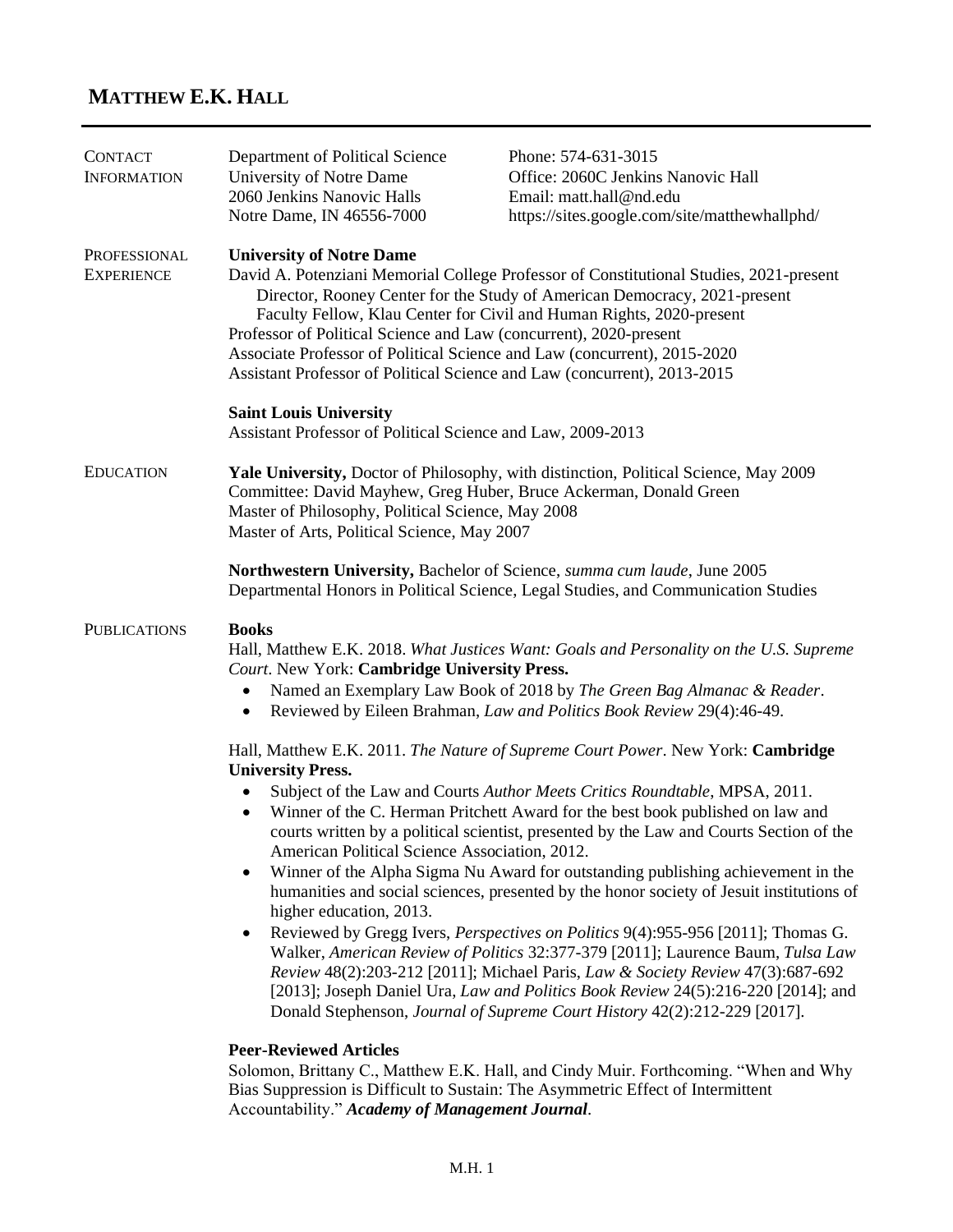# MATTHEW E.K. HALL

## CONTACT INFORMATION

Department of Political Science
University of Notre Dame
2060 Jenkins Nanovic Halls
Notre Dame, IN 46556-7000

Phone: 574-631-3015
Office: 2060C Jenkins Nanovic Hall
Email: matt.hall@nd.edu
https://sites.google.com/site/matthewhallphd/

## PROFESSIONAL EXPERIENCE

**University of Notre Dame**
David A. Potenziani Memorial College Professor of Constitutional Studies, 2021-present
Director, Rooney Center for the Study of American Democracy, 2021-present
Faculty Fellow, Klau Center for Civil and Human Rights, 2020-present
Professor of Political Science and Law (concurrent), 2020-present
Associate Professor of Political Science and Law (concurrent), 2015-2020
Assistant Professor of Political Science and Law (concurrent), 2013-2015

**Saint Louis University**
Assistant Professor of Political Science and Law, 2009-2013

## EDUCATION

**Yale University,** Doctor of Philosophy, with distinction, Political Science, May 2009
Committee: David Mayhew, Greg Huber, Bruce Ackerman, Donald Green
Master of Philosophy, Political Science, May 2008
Master of Arts, Political Science, May 2007

**Northwestern University,** Bachelor of Science, *summa cum laude*, June 2005
Departmental Honors in Political Science, Legal Studies, and Communication Studies

## PUBLICATIONS

### Books

Hall, Matthew E.K. 2018. *What Justices Want: Goals and Personality on the U.S. Supreme Court*. New York: **Cambridge University Press.**

- Named an Exemplary Law Book of 2018 by *The Green Bag Almanac & Reader*.
- Reviewed by Eileen Brahman, *Law and Politics Book Review* 29(4):46-49.

Hall, Matthew E.K. 2011. *The Nature of Supreme Court Power*. New York: **Cambridge University Press.**

- Subject of the Law and Courts *Author Meets Critics Roundtable*, MPSA, 2011.
- Winner of the C. Herman Pritchett Award for the best book published on law and courts written by a political scientist, presented by the Law and Courts Section of the American Political Science Association, 2012.
- Winner of the Alpha Sigma Nu Award for outstanding publishing achievement in the humanities and social sciences, presented by the honor society of Jesuit institutions of higher education, 2013.
- Reviewed by Gregg Ivers, *Perspectives on Politics* 9(4):955-956 [2011]; Thomas G. Walker, *American Review of Politics* 32:377-379 [2011]; Laurence Baum, *Tulsa Law Review* 48(2):203-212 [2011]; Michael Paris, *Law & Society Review* 47(3):687-692 [2013]; Joseph Daniel Ura, *Law and Politics Book Review* 24(5):216-220 [2014]; and Donald Stephenson, *Journal of Supreme Court History* 42(2):212-229 [2017].

### Peer-Reviewed Articles

Solomon, Brittany C., Matthew E.K. Hall, and Cindy Muir. Forthcoming. "When and Why Bias Suppression is Difficult to Sustain: The Asymmetric Effect of Intermittent Accountability." ***Academy of Management Journal***.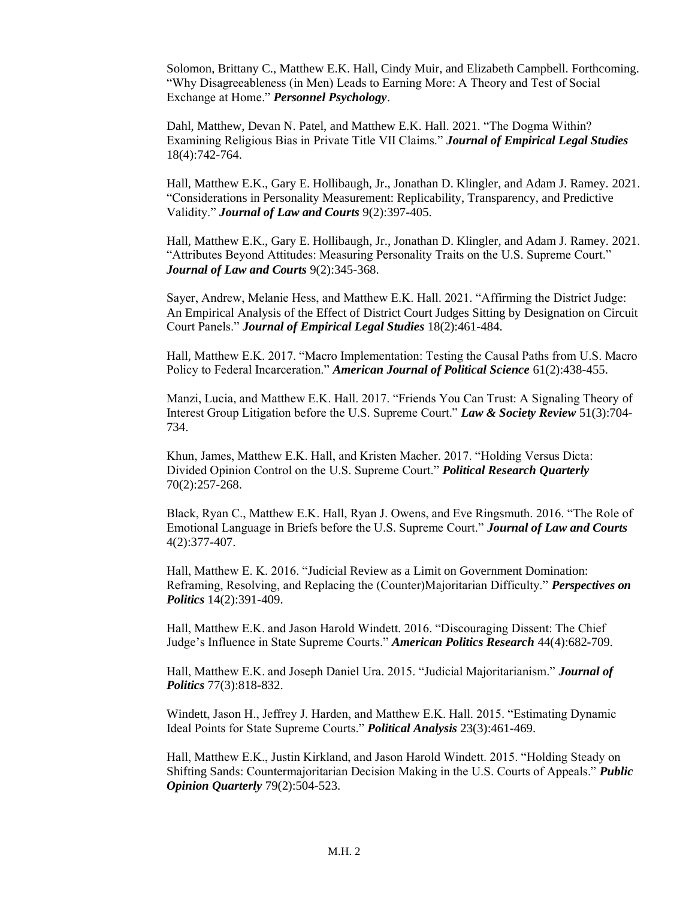Solomon, Brittany C., Matthew E.K. Hall, Cindy Muir, and Elizabeth Campbell. Forthcoming. "Why Disagreeableness (in Men) Leads to Earning More: A Theory and Test of Social Exchange at Home." ***Personnel Psychology***.

Dahl, Matthew, Devan N. Patel, and Matthew E.K. Hall. 2021. "The Dogma Within? Examining Religious Bias in Private Title VII Claims." ***Journal of Empirical Legal Studies*** 18(4):742-764.

Hall, Matthew E.K., Gary E. Hollibaugh, Jr., Jonathan D. Klingler, and Adam J. Ramey. 2021. "Considerations in Personality Measurement: Replicability, Transparency, and Predictive Validity." ***Journal of Law and Courts*** 9(2):397-405.

Hall, Matthew E.K., Gary E. Hollibaugh, Jr., Jonathan D. Klingler, and Adam J. Ramey. 2021. "Attributes Beyond Attitudes: Measuring Personality Traits on the U.S. Supreme Court." ***Journal of Law and Courts*** 9(2):345-368.

Sayer, Andrew, Melanie Hess, and Matthew E.K. Hall. 2021. "Affirming the District Judge: An Empirical Analysis of the Effect of District Court Judges Sitting by Designation on Circuit Court Panels." ***Journal of Empirical Legal Studies*** 18(2):461-484.

Hall, Matthew E.K. 2017. "Macro Implementation: Testing the Causal Paths from U.S. Macro Policy to Federal Incarceration." ***American Journal of Political Science*** 61(2):438-455.

Manzi, Lucia, and Matthew E.K. Hall. 2017. "Friends You Can Trust: A Signaling Theory of Interest Group Litigation before the U.S. Supreme Court." ***Law & Society Review*** 51(3):704-734.

Khun, James, Matthew E.K. Hall, and Kristen Macher. 2017. "Holding Versus Dicta: Divided Opinion Control on the U.S. Supreme Court." ***Political Research Quarterly*** 70(2):257-268.

Black, Ryan C., Matthew E.K. Hall, Ryan J. Owens, and Eve Ringsmuth. 2016. "The Role of Emotional Language in Briefs before the U.S. Supreme Court." ***Journal of Law and Courts*** 4(2):377-407.

Hall, Matthew E. K. 2016. "Judicial Review as a Limit on Government Domination: Reframing, Resolving, and Replacing the (Counter)Majoritarian Difficulty." ***Perspectives on Politics*** 14(2):391-409.

Hall, Matthew E.K. and Jason Harold Windett. 2016. "Discouraging Dissent: The Chief Judge's Influence in State Supreme Courts." ***American Politics Research*** 44(4):682-709.

Hall, Matthew E.K. and Joseph Daniel Ura. 2015. "Judicial Majoritarianism." ***Journal of Politics*** 77(3):818-832.

Windett, Jason H., Jeffrey J. Harden, and Matthew E.K. Hall. 2015. "Estimating Dynamic Ideal Points for State Supreme Courts." ***Political Analysis*** 23(3):461-469.

Hall, Matthew E.K., Justin Kirkland, and Jason Harold Windett. 2015. "Holding Steady on Shifting Sands: Countermajoritarian Decision Making in the U.S. Courts of Appeals." ***Public Opinion Quarterly*** 79(2):504-523.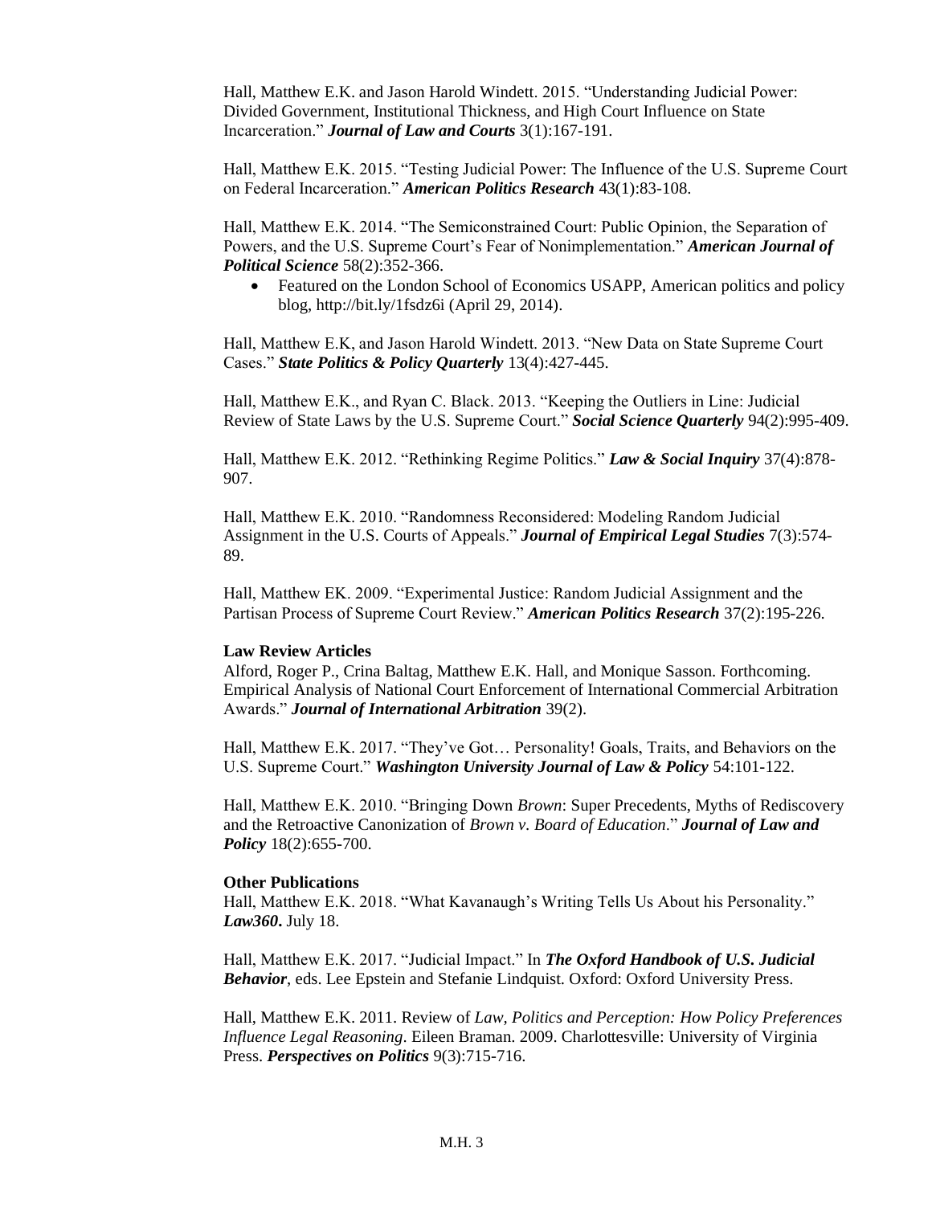Hall, Matthew E.K. and Jason Harold Windett. 2015. "Understanding Judicial Power: Divided Government, Institutional Thickness, and High Court Influence on State Incarceration." ***Journal of Law and Courts*** 3(1):167-191.

Hall, Matthew E.K. 2015. "Testing Judicial Power: The Influence of the U.S. Supreme Court on Federal Incarceration." ***American Politics Research*** 43(1):83-108.

Hall, Matthew E.K. 2014. "The Semiconstrained Court: Public Opinion, the Separation of Powers, and the U.S. Supreme Court's Fear of Nonimplementation." ***American Journal of Political Science*** 58(2):352-366.

- Featured on the London School of Economics USAPP, American politics and policy blog, http://bit.ly/1fsdz6i (April 29, 2014).

Hall, Matthew E.K, and Jason Harold Windett. 2013. "New Data on State Supreme Court Cases." ***State Politics & Policy Quarterly*** 13(4):427-445.

Hall, Matthew E.K., and Ryan C. Black. 2013. "Keeping the Outliers in Line: Judicial Review of State Laws by the U.S. Supreme Court." ***Social Science Quarterly*** 94(2):995-409.

Hall, Matthew E.K. 2012. "Rethinking Regime Politics." ***Law & Social Inquiry*** 37(4):878-907.

Hall, Matthew E.K. 2010. "Randomness Reconsidered: Modeling Random Judicial Assignment in the U.S. Courts of Appeals." ***Journal of Empirical Legal Studies*** 7(3):574-89.

Hall, Matthew EK. 2009. "Experimental Justice: Random Judicial Assignment and the Partisan Process of Supreme Court Review." ***American Politics Research*** 37(2):195-226.

**Law Review Articles**

Alford, Roger P., Crina Baltag, Matthew E.K. Hall, and Monique Sasson. Forthcoming. Empirical Analysis of National Court Enforcement of International Commercial Arbitration Awards." ***Journal of International Arbitration*** 39(2).

Hall, Matthew E.K. 2017. "They've Got… Personality! Goals, Traits, and Behaviors on the U.S. Supreme Court." ***Washington University Journal of Law & Policy*** 54:101-122.

Hall, Matthew E.K. 2010. "Bringing Down *Brown*: Super Precedents, Myths of Rediscovery and the Retroactive Canonization of *Brown v. Board of Education*." ***Journal of Law and Policy*** 18(2):655-700.

**Other Publications**

Hall, Matthew E.K. 2018. "What Kavanaugh's Writing Tells Us About his Personality." ***Law360*.** July 18.

Hall, Matthew E.K. 2017. "Judicial Impact." In ***The Oxford Handbook of U.S. Judicial Behavior***, eds. Lee Epstein and Stefanie Lindquist. Oxford: Oxford University Press.

Hall, Matthew E.K. 2011. Review of *Law, Politics and Perception: How Policy Preferences Influence Legal Reasoning*. Eileen Braman. 2009. Charlottesville: University of Virginia Press. ***Perspectives on Politics*** 9(3):715-716.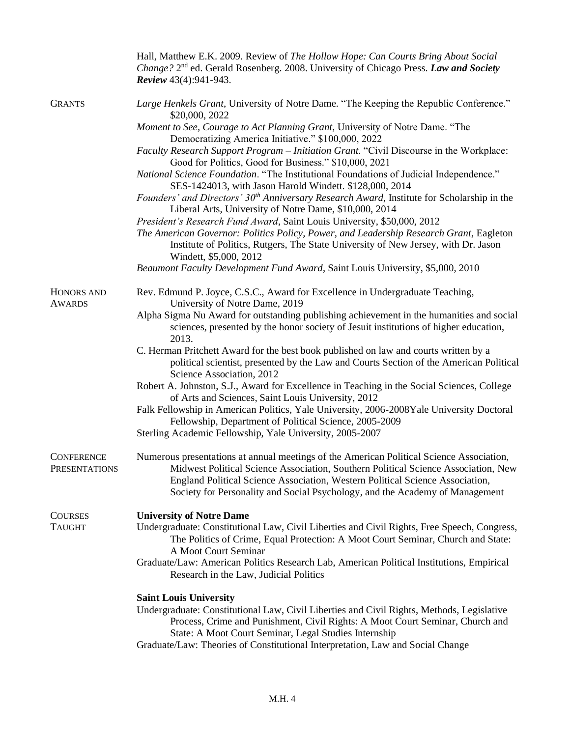Hall, Matthew E.K. 2009. Review of *The Hollow Hope: Can Courts Bring About Social Change?* 2nd ed. Gerald Rosenberg. 2008. University of Chicago Press. ***Law and Society Review*** 43(4):941-943.

## Grants

- *Large Henkels Grant*, University of Notre Dame. "The Keeping the Republic Conference." $20,000, 2022
- *Moment to See, Courage to Act Planning Grant*, University of Notre Dame. "The Democratizing America Initiative." $100,000, 2022
- *Faculty Research Support Program – Initiation Grant.* "Civil Discourse in the Workplace: Good for Politics, Good for Business." $10,000, 2021
- *National Science Foundation*. "The Institutional Foundations of Judicial Independence." SES-1424013, with Jason Harold Windett. $128,000, 2014
- *Founders' and Directors' 30th Anniversary Research Award*, Institute for Scholarship in the Liberal Arts, University of Notre Dame, $10,000, 2014
- *President's Research Fund Award*, Saint Louis University, $50,000, 2012
- *The American Governor: Politics Policy, Power, and Leadership Research Grant*, Eagleton Institute of Politics, Rutgers, The State University of New Jersey, with Dr. Jason Windett, $5,000, 2012
- *Beaumont Faculty Development Fund Award*, Saint Louis University, $5,000, 2010

## Honors and Awards

- Rev. Edmund P. Joyce, C.S.C., Award for Excellence in Undergraduate Teaching, University of Notre Dame, 2019
- Alpha Sigma Nu Award for outstanding publishing achievement in the humanities and social sciences, presented by the honor society of Jesuit institutions of higher education, 2013.
- C. Herman Pritchett Award for the best book published on law and courts written by a political scientist, presented by the Law and Courts Section of the American Political Science Association, 2012
- Robert A. Johnston, S.J., Award for Excellence in Teaching in the Social Sciences, College of Arts and Sciences, Saint Louis University, 2012
- Falk Fellowship in American Politics, Yale University, 2006-2008Yale University Doctoral Fellowship, Department of Political Science, 2005-2009
- Sterling Academic Fellowship, Yale University, 2005-2007

## Conference Presentations

Numerous presentations at annual meetings of the American Political Science Association, Midwest Political Science Association, Southern Political Science Association, New England Political Science Association, Western Political Science Association, Society for Personality and Social Psychology, and the Academy of Management

## Courses Taught

**University of Notre Dame**

- Undergraduate: Constitutional Law, Civil Liberties and Civil Rights, Free Speech, Congress, The Politics of Crime, Equal Protection: A Moot Court Seminar, Church and State: A Moot Court Seminar
- Graduate/Law: American Politics Research Lab, American Political Institutions, Empirical Research in the Law, Judicial Politics

**Saint Louis University**

- Undergraduate: Constitutional Law, Civil Liberties and Civil Rights, Methods, Legislative Process, Crime and Punishment, Civil Rights: A Moot Court Seminar, Church and State: A Moot Court Seminar, Legal Studies Internship
- Graduate/Law: Theories of Constitutional Interpretation, Law and Social Change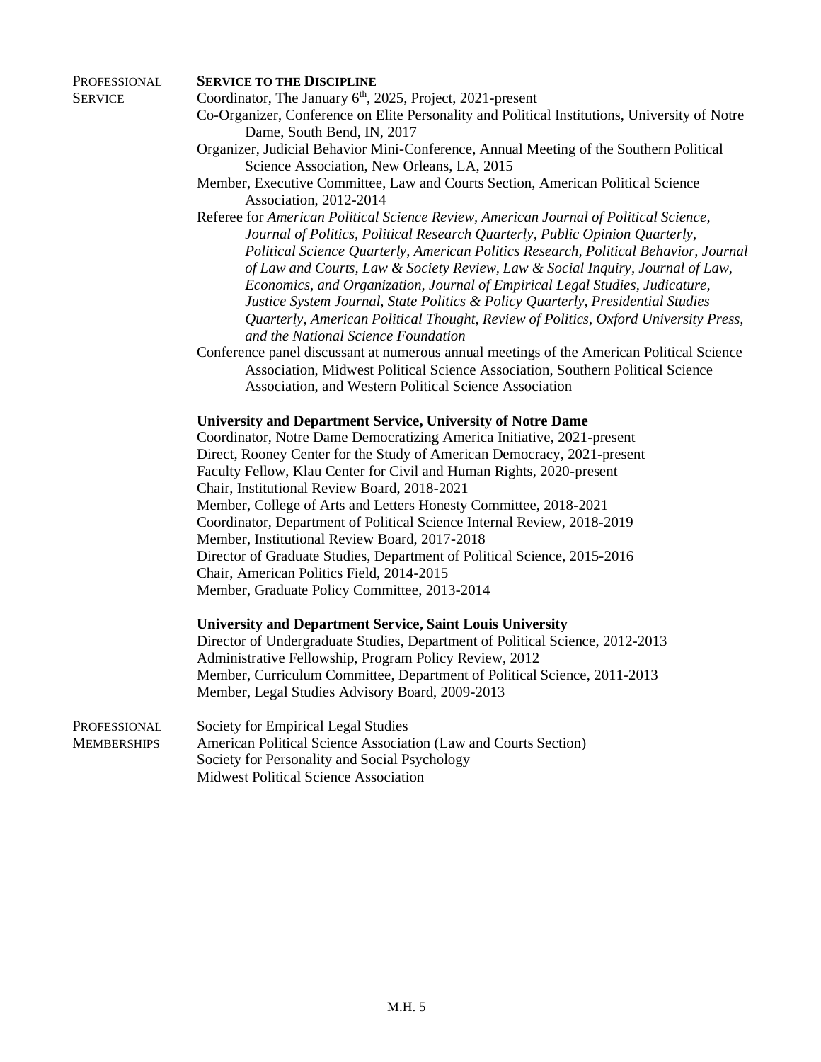## PROFESSIONAL SERVICE

### SERVICE TO THE DISCIPLINE

Coordinator, The January 6th, 2025, Project, 2021-present

Co-Organizer, Conference on Elite Personality and Political Institutions, University of Notre Dame, South Bend, IN, 2017

Organizer, Judicial Behavior Mini-Conference, Annual Meeting of the Southern Political Science Association, New Orleans, LA, 2015

Member, Executive Committee, Law and Courts Section, American Political Science Association, 2012-2014

Referee for *American Political Science Review, American Journal of Political Science, Journal of Politics, Political Research Quarterly, Public Opinion Quarterly, Political Science Quarterly, American Politics Research, Political Behavior, Journal of Law and Courts, Law & Society Review, Law & Social Inquiry, Journal of Law, Economics, and Organization, Journal of Empirical Legal Studies, Judicature, Justice System Journal, State Politics & Policy Quarterly, Presidential Studies Quarterly, American Political Thought, Review of Politics, Oxford University Press, and the National Science Foundation*

Conference panel discussant at numerous annual meetings of the American Political Science Association, Midwest Political Science Association, Southern Political Science Association, and Western Political Science Association

### University and Department Service, University of Notre Dame

Coordinator, Notre Dame Democratizing America Initiative, 2021-present
Direct, Rooney Center for the Study of American Democracy, 2021-present
Faculty Fellow, Klau Center for Civil and Human Rights, 2020-present
Chair, Institutional Review Board, 2018-2021
Member, College of Arts and Letters Honesty Committee, 2018-2021
Coordinator, Department of Political Science Internal Review, 2018-2019
Member, Institutional Review Board, 2017-2018
Director of Graduate Studies, Department of Political Science, 2015-2016
Chair, American Politics Field, 2014-2015
Member, Graduate Policy Committee, 2013-2014

### University and Department Service, Saint Louis University

Director of Undergraduate Studies, Department of Political Science, 2012-2013
Administrative Fellowship, Program Policy Review, 2012
Member, Curriculum Committee, Department of Political Science, 2011-2013
Member, Legal Studies Advisory Board, 2009-2013

## PROFESSIONAL MEMBERSHIPS

Society for Empirical Legal Studies
American Political Science Association (Law and Courts Section)
Society for Personality and Social Psychology
Midwest Political Science Association